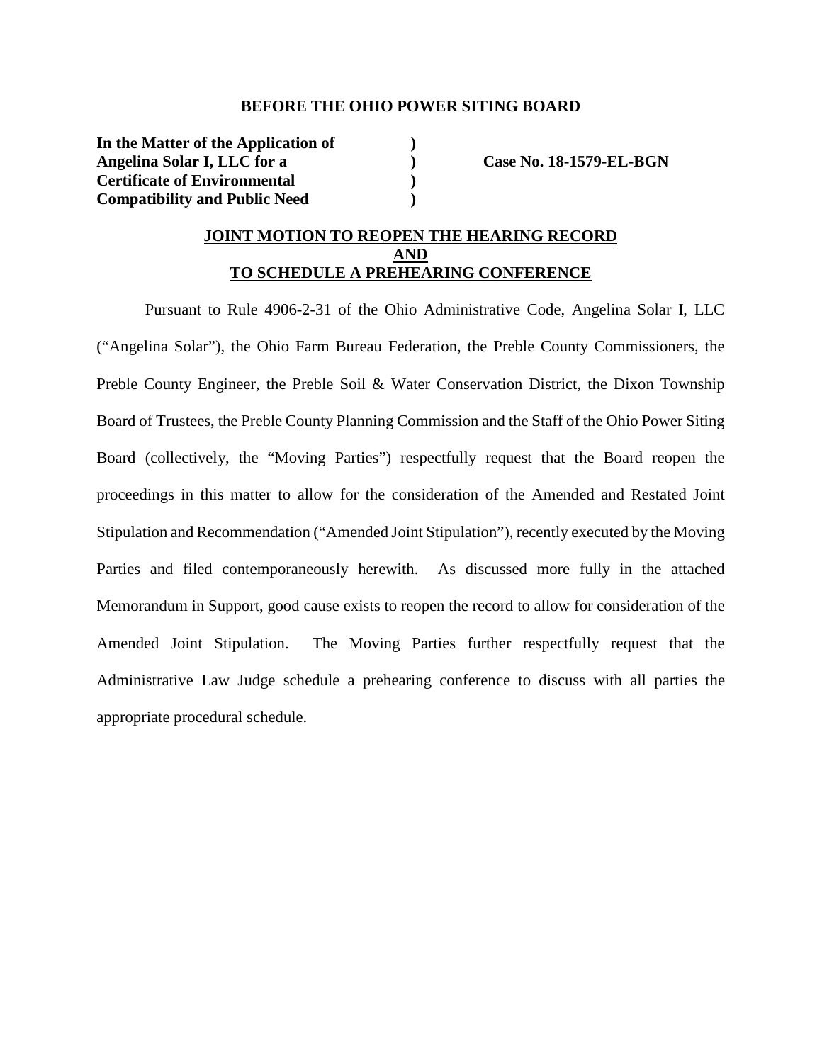**BEFORE THE OHIO POWER SITING BOARD**

| | | |
|---|---|---|
| **In the Matter of the Application of** | **)** | |
| **Angelina Solar I, LLC for a** | **)** | **Case No. 18-1579-EL-BGN** |
| **Certificate of Environmental** | **)** | |
| **Compatibility and Public Need** | **)** | |

**JOINT MOTION TO REOPEN THE HEARING RECORD**
**AND**
**TO SCHEDULE A PREHEARING CONFERENCE**

Pursuant to Rule 4906-2-31 of the Ohio Administrative Code, Angelina Solar I, LLC ("Angelina Solar"), the Ohio Farm Bureau Federation, the Preble County Commissioners, the Preble County Engineer, the Preble Soil & Water Conservation District, the Dixon Township Board of Trustees, the Preble County Planning Commission and the Staff of the Ohio Power Siting Board (collectively, the "Moving Parties") respectfully request that the Board reopen the proceedings in this matter to allow for the consideration of the Amended and Restated Joint Stipulation and Recommendation ("Amended Joint Stipulation"), recently executed by the Moving Parties and filed contemporaneously herewith. As discussed more fully in the attached Memorandum in Support, good cause exists to reopen the record to allow for consideration of the Amended Joint Stipulation. The Moving Parties further respectfully request that the Administrative Law Judge schedule a prehearing conference to discuss with all parties the appropriate procedural schedule.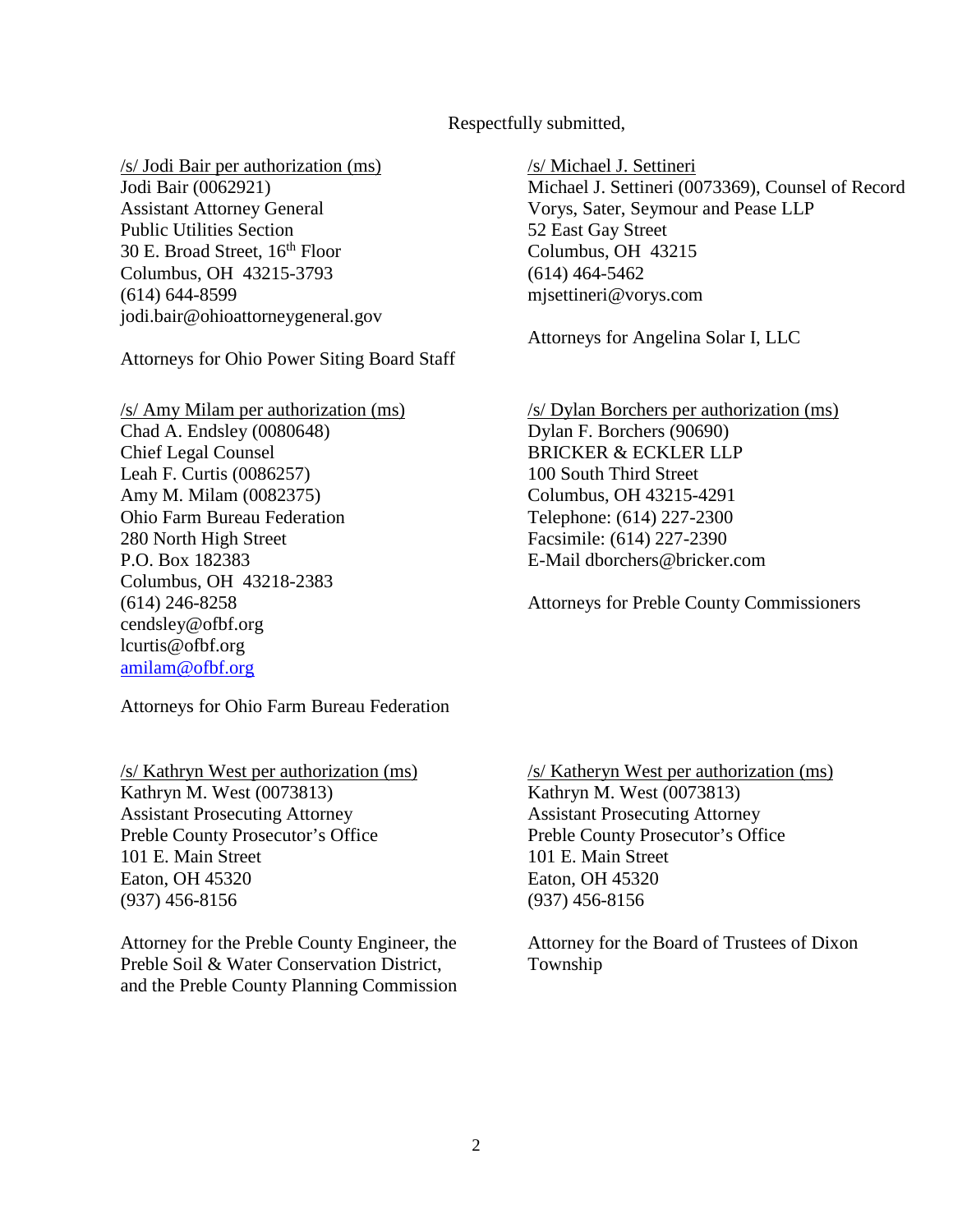Respectfully submitted,

/s/ Jodi Bair per authorization (ms)
Jodi Bair (0062921)
Assistant Attorney General
Public Utilities Section
30 E. Broad Street, 16th Floor
Columbus, OH 43215-3793
(614) 644-8599
jodi.bair@ohioattorneygeneral.gov

Attorneys for Ohio Power Siting Board Staff

/s/ Michael J. Settineri
Michael J. Settineri (0073369), Counsel of Record
Vorys, Sater, Seymour and Pease LLP
52 East Gay Street
Columbus, OH 43215
(614) 464-5462
mjsettineri@vorys.com

Attorneys for Angelina Solar I, LLC

/s/ Amy Milam per authorization (ms)
Chad A. Endsley (0080648)
Chief Legal Counsel
Leah F. Curtis (0086257)
Amy M. Milam (0082375)
Ohio Farm Bureau Federation
280 North High Street
P.O. Box 182383
Columbus, OH 43218-2383
(614) 246-8258
cendsley@ofbf.org
lcurtis@ofbf.org
amilam@ofbf.org

Attorneys for Ohio Farm Bureau Federation

/s/ Dylan Borchers per authorization (ms)
Dylan F. Borchers (90690)
BRICKER & ECKLER LLP
100 South Third Street
Columbus, OH 43215-4291
Telephone: (614) 227-2300
Facsimile: (614) 227-2390
E-Mail dborchers@bricker.com

Attorneys for Preble County Commissioners

/s/ Kathryn West per authorization (ms)
Kathryn M. West (0073813)
Assistant Prosecuting Attorney
Preble County Prosecutor's Office
101 E. Main Street
Eaton, OH 45320
(937) 456-8156

Attorney for the Preble County Engineer, the Preble Soil & Water Conservation District, and the Preble County Planning Commission

/s/ Katheryn West per authorization (ms)
Kathryn M. West (0073813)
Assistant Prosecuting Attorney
Preble County Prosecutor's Office
101 E. Main Street
Eaton, OH 45320
(937) 456-8156

Attorney for the Board of Trustees of Dixon Township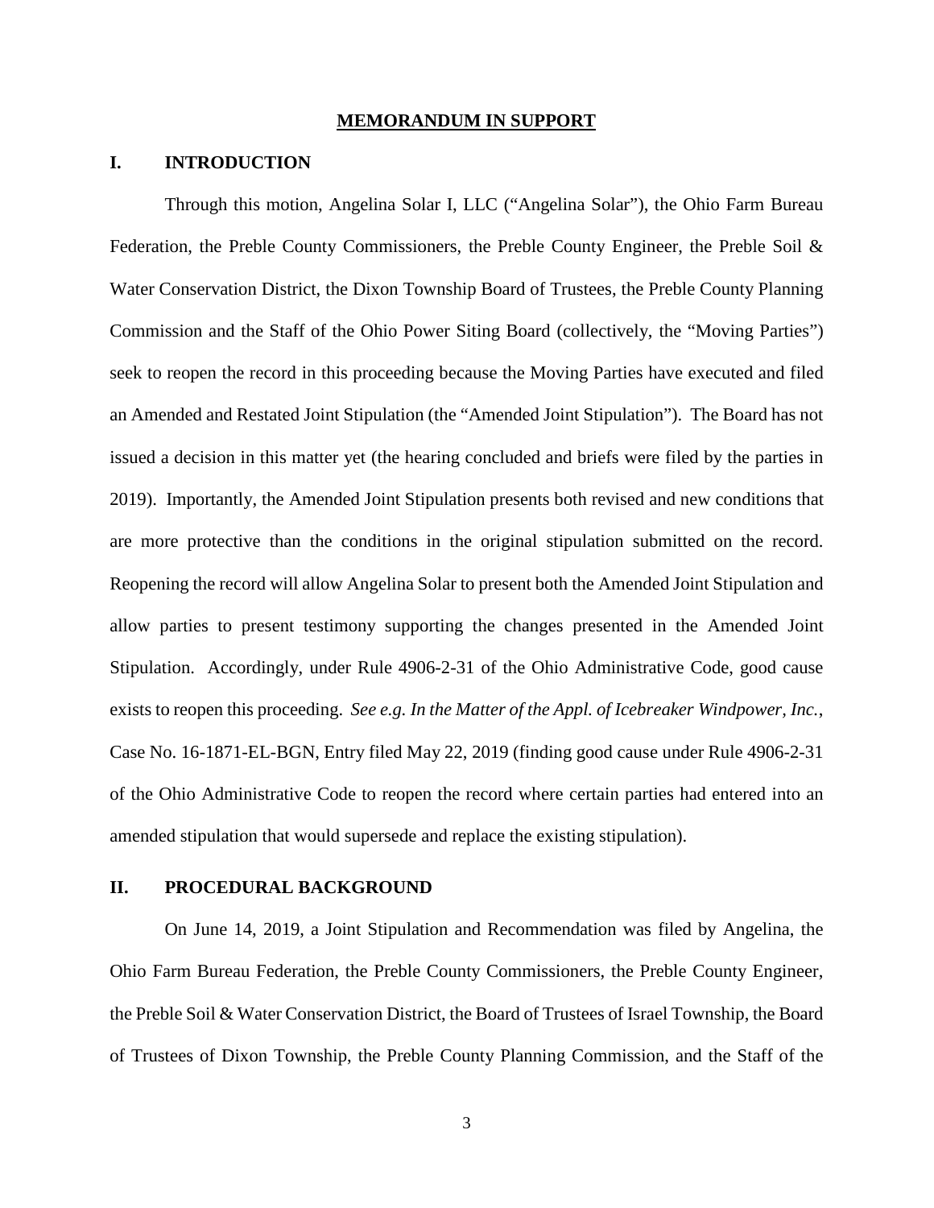## MEMORANDUM IN SUPPORT

### I. INTRODUCTION

Through this motion, Angelina Solar I, LLC ("Angelina Solar"), the Ohio Farm Bureau Federation, the Preble County Commissioners, the Preble County Engineer, the Preble Soil & Water Conservation District, the Dixon Township Board of Trustees, the Preble County Planning Commission and the Staff of the Ohio Power Siting Board (collectively, the "Moving Parties") seek to reopen the record in this proceeding because the Moving Parties have executed and filed an Amended and Restated Joint Stipulation (the "Amended Joint Stipulation"). The Board has not issued a decision in this matter yet (the hearing concluded and briefs were filed by the parties in 2019). Importantly, the Amended Joint Stipulation presents both revised and new conditions that are more protective than the conditions in the original stipulation submitted on the record. Reopening the record will allow Angelina Solar to present both the Amended Joint Stipulation and allow parties to present testimony supporting the changes presented in the Amended Joint Stipulation. Accordingly, under Rule 4906-2-31 of the Ohio Administrative Code, good cause exists to reopen this proceeding. *See e.g. In the Matter of the Appl. of Icebreaker Windpower, Inc.*, Case No. 16-1871-EL-BGN, Entry filed May 22, 2019 (finding good cause under Rule 4906-2-31 of the Ohio Administrative Code to reopen the record where certain parties had entered into an amended stipulation that would supersede and replace the existing stipulation).

### II. PROCEDURAL BACKGROUND

On June 14, 2019, a Joint Stipulation and Recommendation was filed by Angelina, the Ohio Farm Bureau Federation, the Preble County Commissioners, the Preble County Engineer, the Preble Soil & Water Conservation District, the Board of Trustees of Israel Township, the Board of Trustees of Dixon Township, the Preble County Planning Commission, and the Staff of the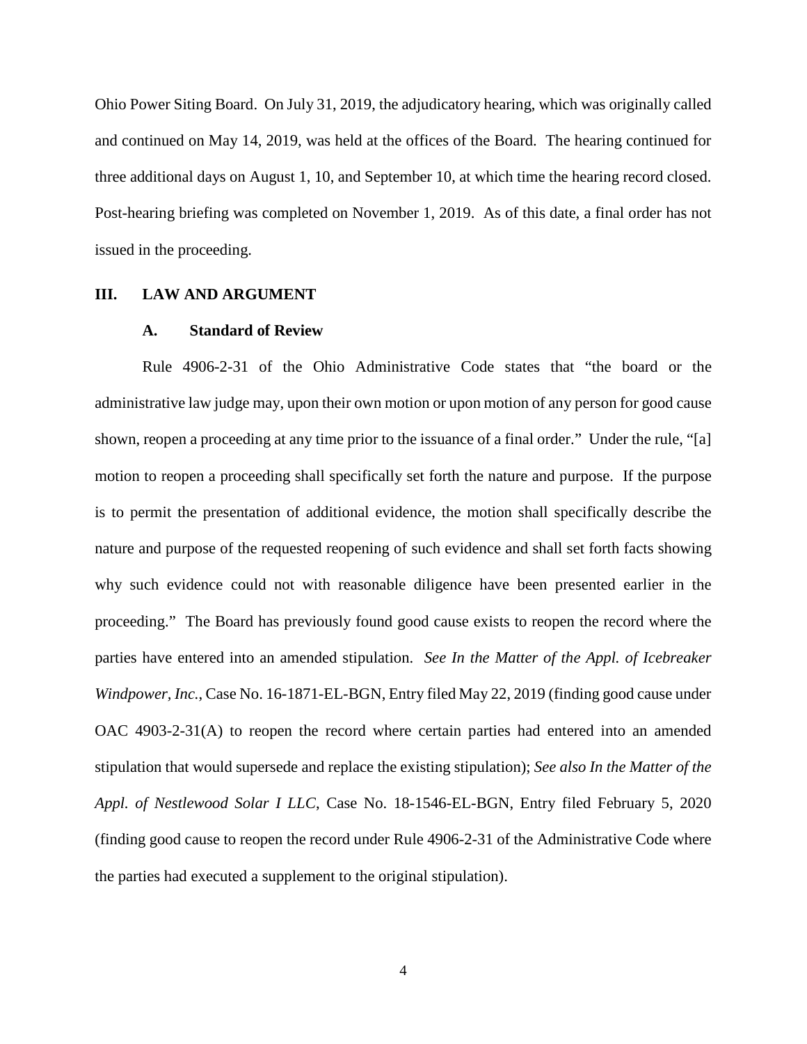Ohio Power Siting Board. On July 31, 2019, the adjudicatory hearing, which was originally called and continued on May 14, 2019, was held at the offices of the Board. The hearing continued for three additional days on August 1, 10, and September 10, at which time the hearing record closed. Post-hearing briefing was completed on November 1, 2019. As of this date, a final order has not issued in the proceeding.

## III. LAW AND ARGUMENT

### A. Standard of Review

Rule 4906-2-31 of the Ohio Administrative Code states that "the board or the administrative law judge may, upon their own motion or upon motion of any person for good cause shown, reopen a proceeding at any time prior to the issuance of a final order." Under the rule, "[a] motion to reopen a proceeding shall specifically set forth the nature and purpose. If the purpose is to permit the presentation of additional evidence, the motion shall specifically describe the nature and purpose of the requested reopening of such evidence and shall set forth facts showing why such evidence could not with reasonable diligence have been presented earlier in the proceeding." The Board has previously found good cause exists to reopen the record where the parties have entered into an amended stipulation. *See In the Matter of the Appl. of Icebreaker Windpower, Inc.*, Case No. 16-1871-EL-BGN, Entry filed May 22, 2019 (finding good cause under OAC 4903-2-31(A) to reopen the record where certain parties had entered into an amended stipulation that would supersede and replace the existing stipulation); *See also In the Matter of the Appl. of Nestlewood Solar I LLC*, Case No. 18-1546-EL-BGN, Entry filed February 5, 2020 (finding good cause to reopen the record under Rule 4906-2-31 of the Administrative Code where the parties had executed a supplement to the original stipulation).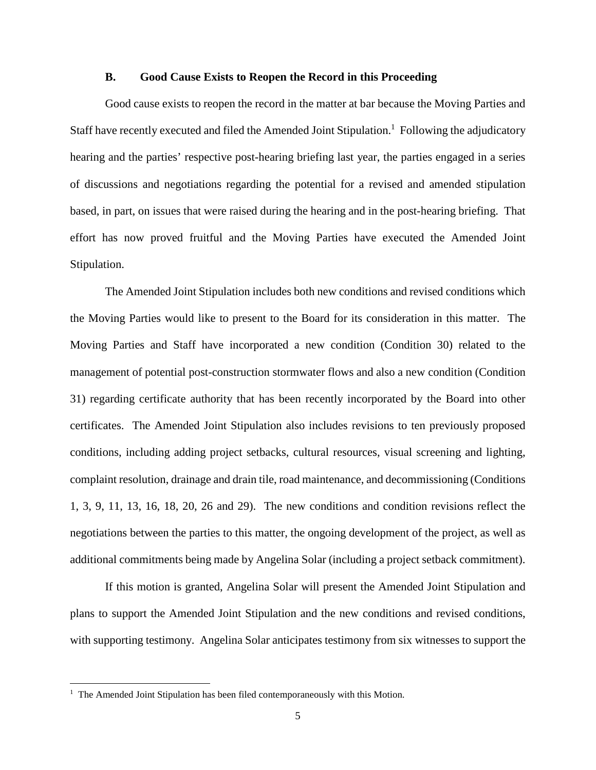### B. Good Cause Exists to Reopen the Record in this Proceeding

Good cause exists to reopen the record in the matter at bar because the Moving Parties and Staff have recently executed and filed the Amended Joint Stipulation.[1] Following the adjudicatory hearing and the parties' respective post-hearing briefing last year, the parties engaged in a series of discussions and negotiations regarding the potential for a revised and amended stipulation based, in part, on issues that were raised during the hearing and in the post-hearing briefing. That effort has now proved fruitful and the Moving Parties have executed the Amended Joint Stipulation.

The Amended Joint Stipulation includes both new conditions and revised conditions which the Moving Parties would like to present to the Board for its consideration in this matter. The Moving Parties and Staff have incorporated a new condition (Condition 30) related to the management of potential post-construction stormwater flows and also a new condition (Condition 31) regarding certificate authority that has been recently incorporated by the Board into other certificates. The Amended Joint Stipulation also includes revisions to ten previously proposed conditions, including adding project setbacks, cultural resources, visual screening and lighting, complaint resolution, drainage and drain tile, road maintenance, and decommissioning (Conditions 1, 3, 9, 11, 13, 16, 18, 20, 26 and 29). The new conditions and condition revisions reflect the negotiations between the parties to this matter, the ongoing development of the project, as well as additional commitments being made by Angelina Solar (including a project setback commitment).

If this motion is granted, Angelina Solar will present the Amended Joint Stipulation and plans to support the Amended Joint Stipulation and the new conditions and revised conditions, with supporting testimony. Angelina Solar anticipates testimony from six witnesses to support the

[1] The Amended Joint Stipulation has been filed contemporaneously with this Motion.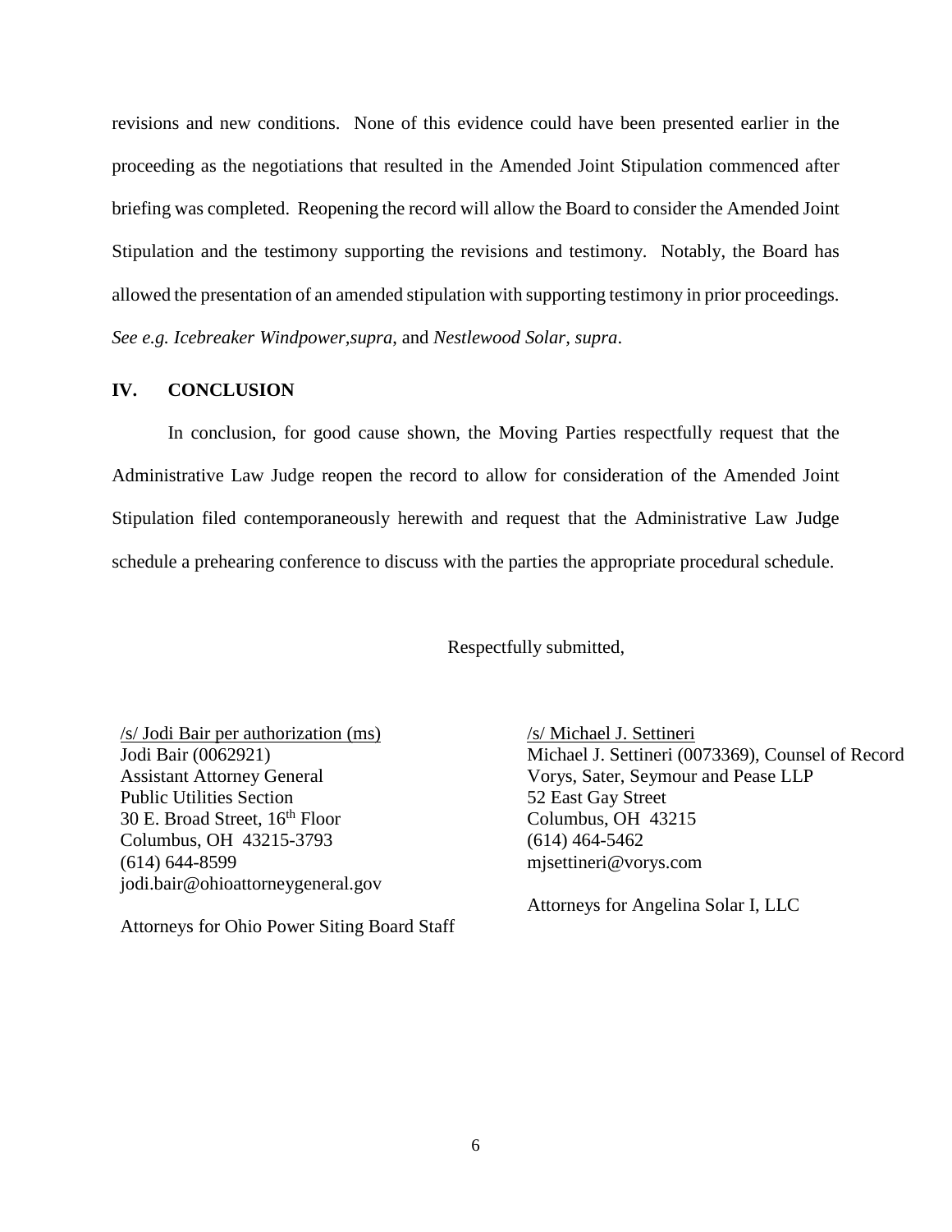revisions and new conditions. None of this evidence could have been presented earlier in the proceeding as the negotiations that resulted in the Amended Joint Stipulation commenced after briefing was completed. Reopening the record will allow the Board to consider the Amended Joint Stipulation and the testimony supporting the revisions and testimony. Notably, the Board has allowed the presentation of an amended stipulation with supporting testimony in prior proceedings. *See e.g. Icebreaker Windpower,supra*, and *Nestlewood Solar, supra*.

## IV. CONCLUSION

In conclusion, for good cause shown, the Moving Parties respectfully request that the Administrative Law Judge reopen the record to allow for consideration of the Amended Joint Stipulation filed contemporaneously herewith and request that the Administrative Law Judge schedule a prehearing conference to discuss with the parties the appropriate procedural schedule.

Respectfully submitted,

/s/ Jodi Bair per authorization (ms)
Jodi Bair (0062921)
Assistant Attorney General
Public Utilities Section
30 E. Broad Street, 16th Floor
Columbus, OH 43215-3793
(614) 644-8599
jodi.bair@ohioattorneygeneral.gov

Attorneys for Ohio Power Siting Board Staff

/s/ Michael J. Settineri
Michael J. Settineri (0073369), Counsel of Record
Vorys, Sater, Seymour and Pease LLP
52 East Gay Street
Columbus, OH 43215
(614) 464-5462
mjsettineri@vorys.com

Attorneys for Angelina Solar I, LLC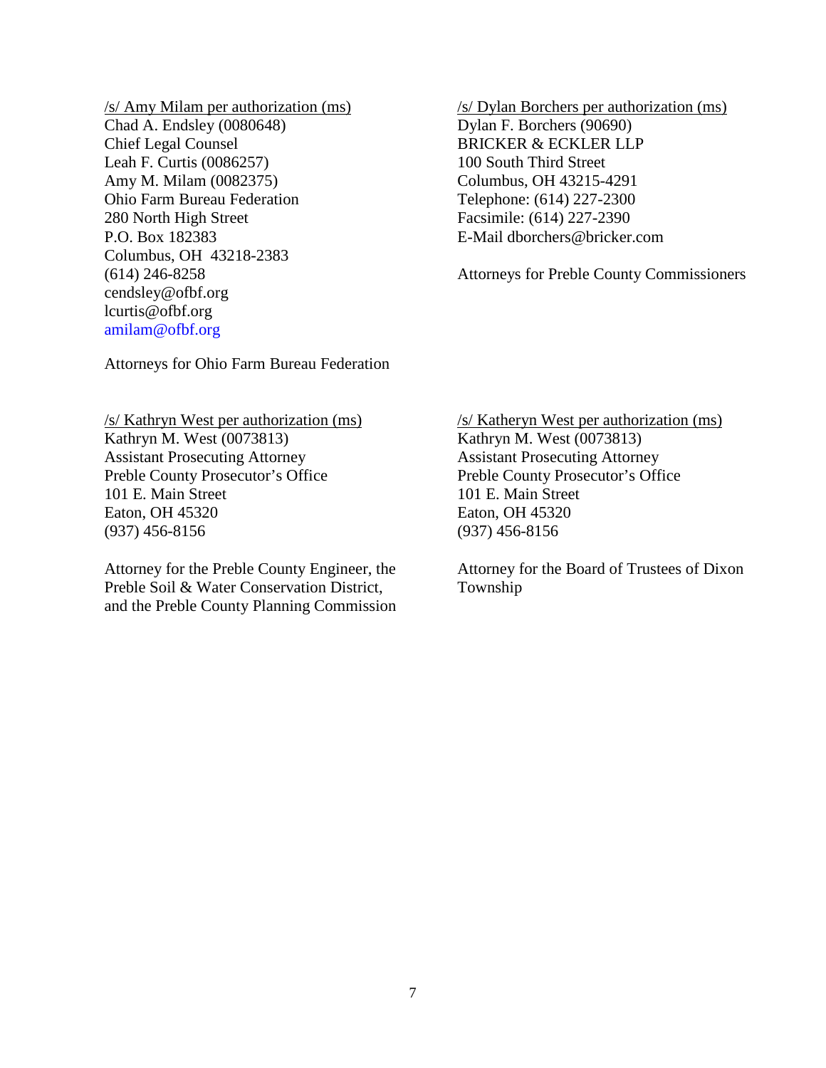/s/ Amy Milam per authorization (ms)
Chad A. Endsley (0080648)
Chief Legal Counsel
Leah F. Curtis (0086257)
Amy M. Milam (0082375)
Ohio Farm Bureau Federation
280 North High Street
P.O. Box 182383
Columbus, OH 43218-2383
(614) 246-8258
cendsley@ofbf.org
lcurtis@ofbf.org
amilam@ofbf.org

Attorneys for Ohio Farm Bureau Federation

/s/ Dylan Borchers per authorization (ms)
Dylan F. Borchers (90690)
BRICKER & ECKLER LLP
100 South Third Street
Columbus, OH 43215-4291
Telephone: (614) 227-2300
Facsimile: (614) 227-2390
E-Mail dborchers@bricker.com

Attorneys for Preble County Commissioners

/s/ Kathryn West per authorization (ms)
Kathryn M. West (0073813)
Assistant Prosecuting Attorney
Preble County Prosecutor's Office
101 E. Main Street
Eaton, OH 45320
(937) 456-8156

Attorney for the Preble County Engineer, the Preble Soil & Water Conservation District, and the Preble County Planning Commission

/s/ Katheryn West per authorization (ms)
Kathryn M. West (0073813)
Assistant Prosecuting Attorney
Preble County Prosecutor's Office
101 E. Main Street
Eaton, OH 45320
(937) 456-8156

Attorney for the Board of Trustees of Dixon Township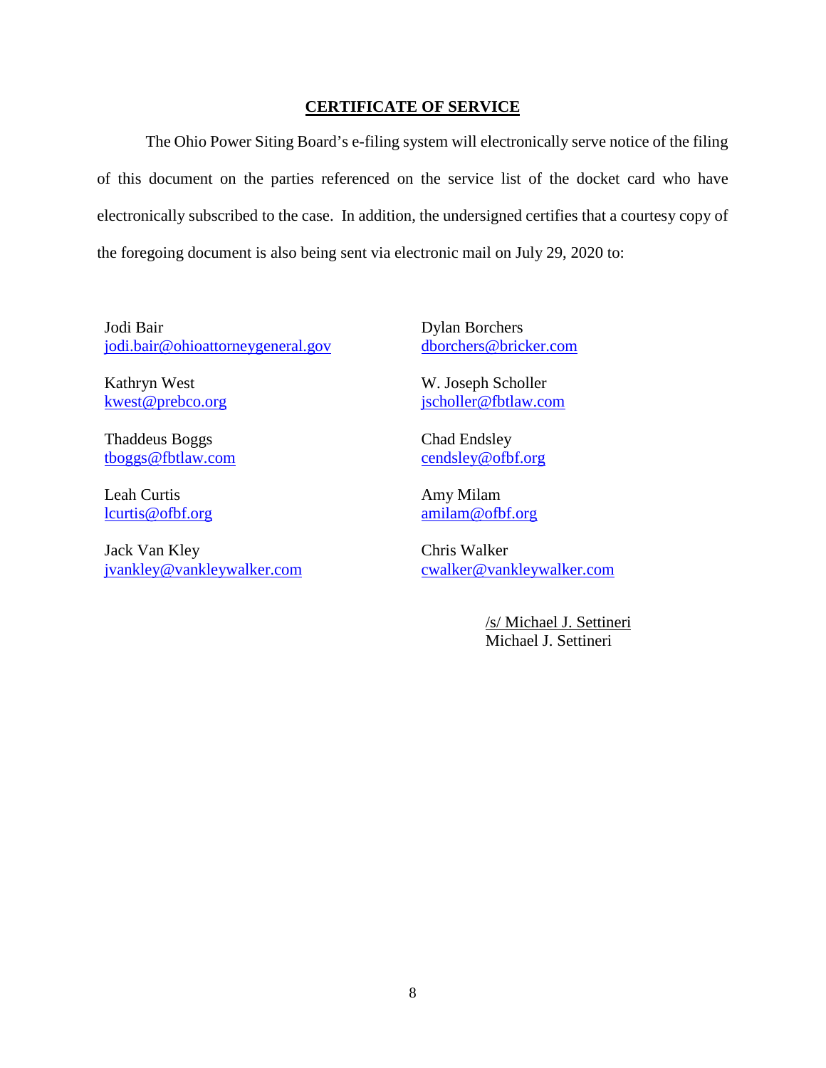## CERTIFICATE OF SERVICE

The Ohio Power Siting Board's e-filing system will electronically serve notice of the filing of this document on the parties referenced on the service list of the docket card who have electronically subscribed to the case. In addition, the undersigned certifies that a courtesy copy of the foregoing document is also being sent via electronic mail on July 29, 2020 to:

Jodi Bair
jodi.bair@ohioattorneygeneral.gov

Kathryn West
kwest@prebco.org

Thaddeus Boggs
tboggs@fbtlaw.com

Leah Curtis
lcurtis@ofbf.org

Jack Van Kley
jvankley@vankleywalker.com

Dylan Borchers
dborchers@bricker.com

W. Joseph Scholler
jscholler@fbtlaw.com

Chad Endsley
cendsley@ofbf.org

Amy Milam
amilam@ofbf.org

Chris Walker
cwalker@vankleywalker.com

/s/ Michael J. Settineri
Michael J. Settineri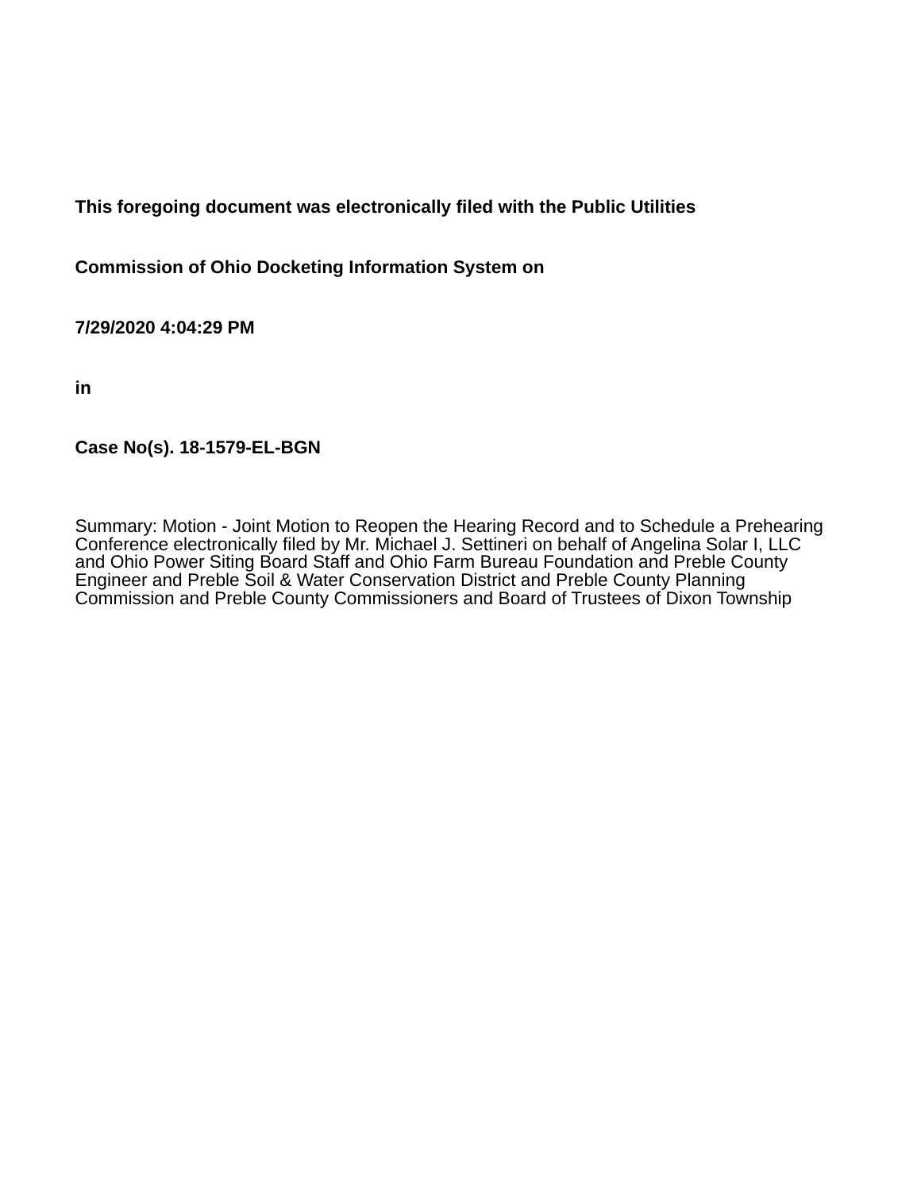**This foregoing document was electronically filed with the Public Utilities**

**Commission of Ohio Docketing Information System on**

**7/29/2020 4:04:29 PM**

**in**

**Case No(s). 18-1579-EL-BGN**

Summary: Motion - Joint Motion to Reopen the Hearing Record and to Schedule a Prehearing Conference electronically filed by Mr. Michael J. Settineri on behalf of Angelina Solar I, LLC and Ohio Power Siting Board Staff and Ohio Farm Bureau Foundation and Preble County Engineer and Preble Soil & Water Conservation District and Preble County Planning Commission and Preble County Commissioners and Board of Trustees of Dixon Township